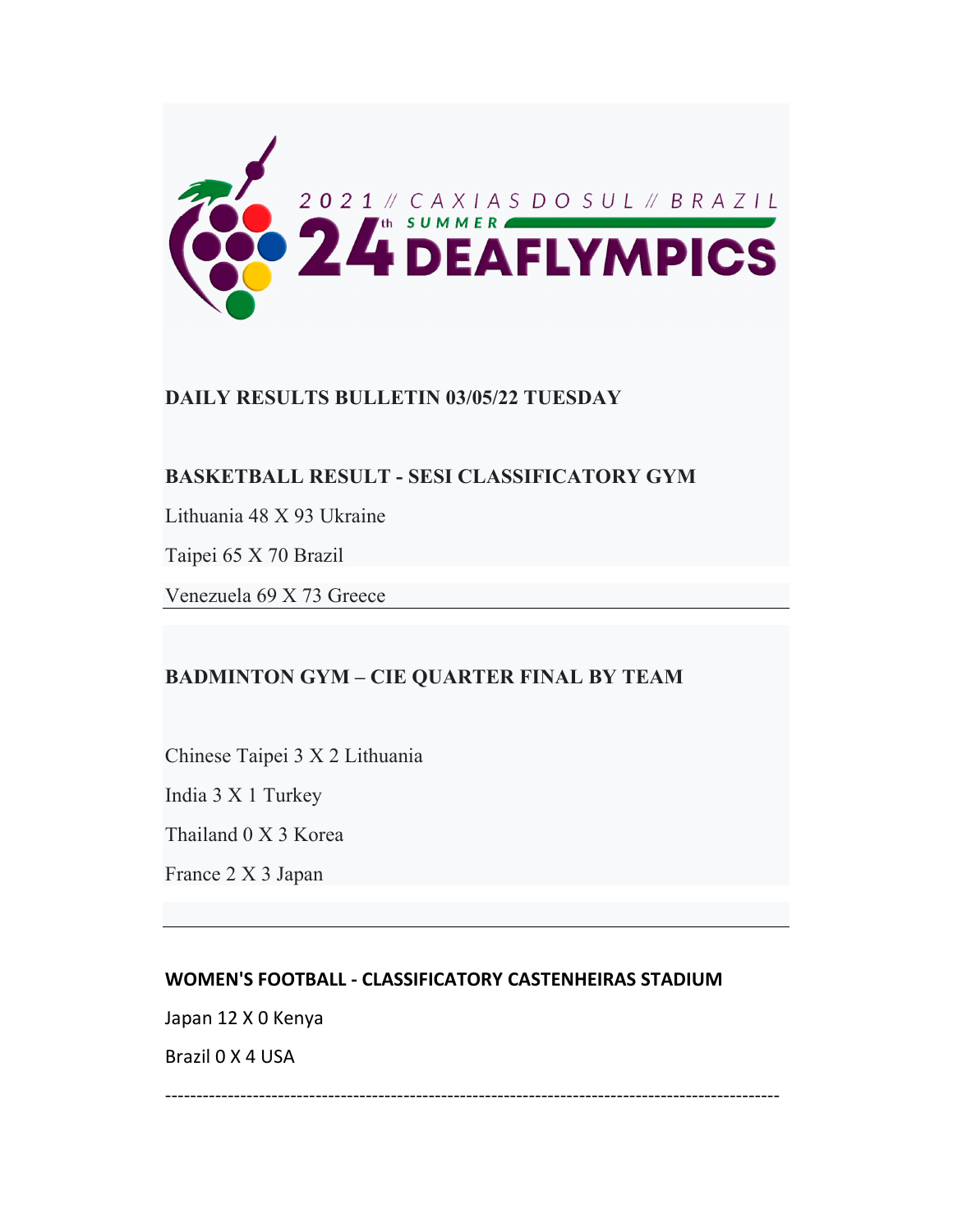2021 // CAXIAS DO SUL // BRAZIL

24th SUMMER DEAFLYMPICS

## DAILY RESULTS BULLETIN 03/05/22 TUESDAY

### BASKETBALL RESULT - SESI CLASSIFICATORY GYM

Lithuania 48 X 93 Ukraine

Taipei 65 X 70 Brazil

Venezuela 69 X 73 Greece

---

### BADMINTON GYM – CIE QUARTER FINAL BY TEAM

Chinese Taipei 3 X 2 Lithuania

India 3 X 1 Turkey

Thailand 0 X 3 Korea

France 2 X 3 Japan

---

### WOMEN'S FOOTBALL - CLASSIFICATORY CASTENHEIRAS STADIUM

Japan 12 X 0 Kenya

Brazil 0 X 4 USA

---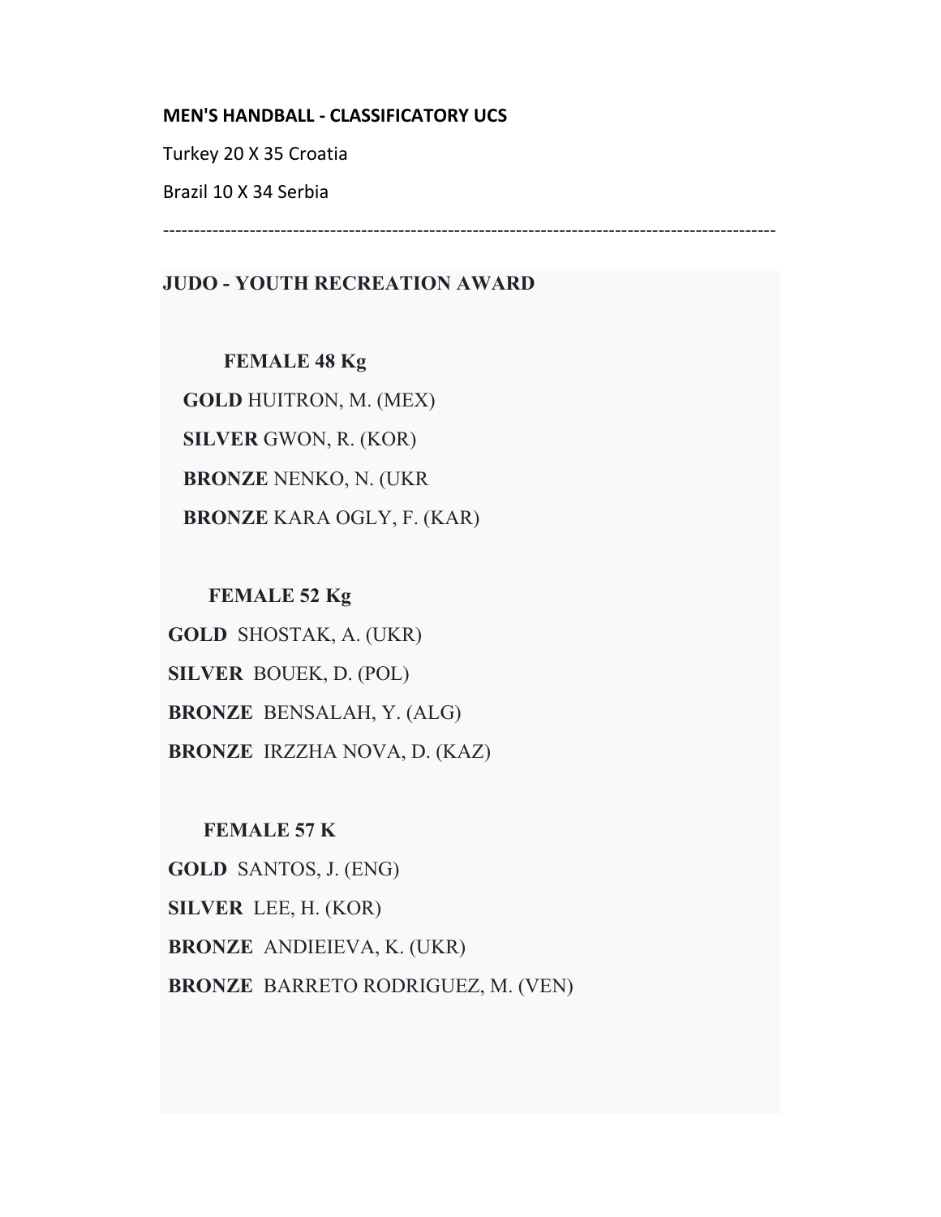**MEN'S HANDBALL - CLASSIFICATORY UCS**

Turkey 20 X 35 Croatia

Brazil 10 X 34 Serbia

---

**JUDO - YOUTH RECREATION AWARD**

**FEMALE 48 Kg**

**GOLD** HUITRON, M. (MEX)

**SILVER** GWON, R. (KOR)

**BRONZE** NENKO, N. (UKR

**BRONZE** KARA OGLY, F. (KAR)

**FEMALE 52 Kg**

**GOLD** SHOSTAK, A. (UKR)

**SILVER** BOUEK, D. (POL)

**BRONZE** BENSALAH, Y. (ALG)

**BRONZE** IRZZHA NOVA, D. (KAZ)

**FEMALE 57 K**

**GOLD** SANTOS, J. (ENG)

**SILVER** LEE, H. (KOR)

**BRONZE** ANDIEIEVA, K. (UKR)

**BRONZE** BARRETO RODRIGUEZ, M. (VEN)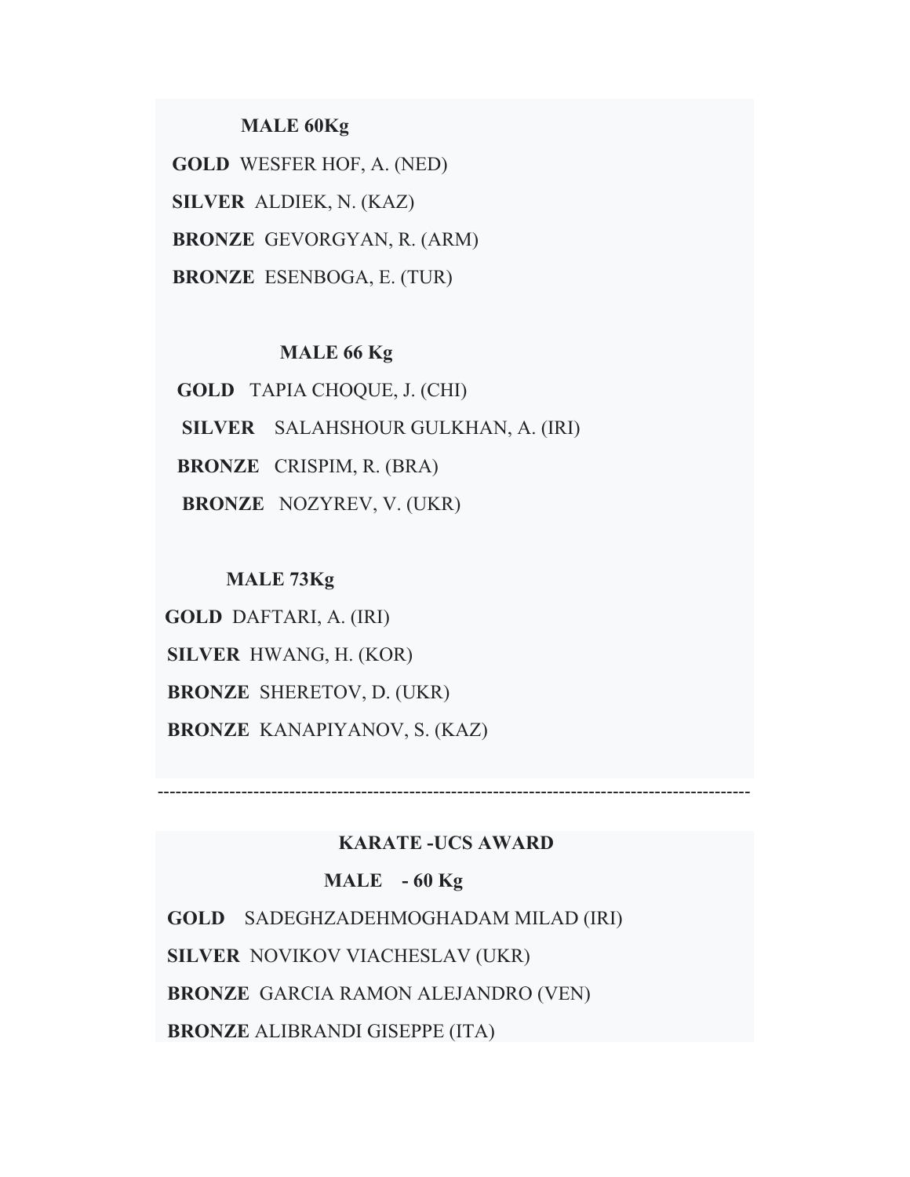**MALE 60Kg**

**GOLD** WESFER HOF, A. (NED)

**SILVER** ALDIEK, N. (KAZ)

**BRONZE** GEVORGYAN, R. (ARM)

**BRONZE** ESENBOGA, E. (TUR)

**MALE 66 Kg**

**GOLD** TAPIA CHOQUE, J. (CHI)

**SILVER** SALAHSHOUR GULKHAN, A. (IRI)

**BRONZE** CRISPIM, R. (BRA)

**BRONZE** NOZYREV, V. (UKR)

**MALE 73Kg**

**GOLD** DAFTARI, A. (IRI)

**SILVER** HWANG, H. (KOR)

**BRONZE** SHERETOV, D. (UKR)

**BRONZE** KANAPIYANOV, S. (KAZ)

---

**KARATE -UCS AWARD**

**MALE - 60 Kg**

**GOLD** SADEGHZADEHMOGHADAM MILAD (IRI)

**SILVER** NOVIKOV VIACHESLAV (UKR)

**BRONZE** GARCIA RAMON ALEJANDRO (VEN)

**BRONZE** ALIBRANDI GISEPPE (ITA)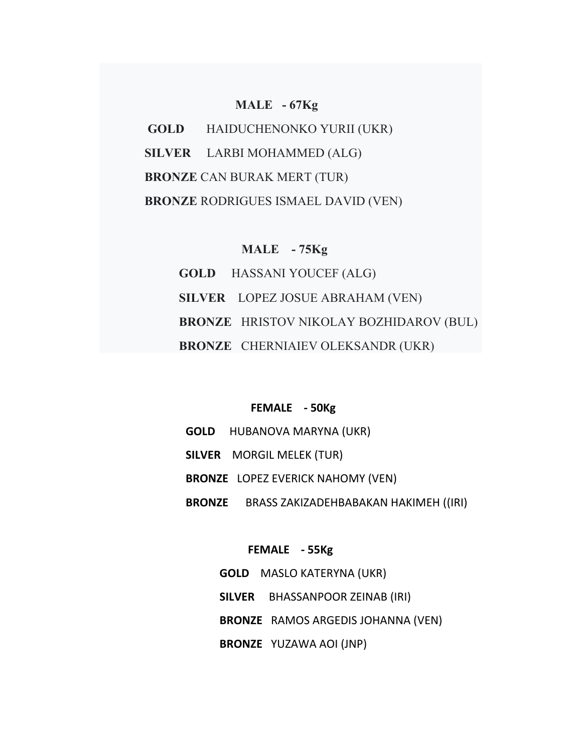**MALE - 67Kg**

**GOLD** HAIDUCHENONKO YURII (UKR)

**SILVER** LARBI MOHAMMED (ALG)

**BRONZE** CAN BURAK MERT (TUR)

**BRONZE** RODRIGUES ISMAEL DAVID (VEN)

**MALE - 75Kg**

**GOLD** HASSANI YOUCEF (ALG)

**SILVER** LOPEZ JOSUE ABRAHAM (VEN)

**BRONZE** HRISTOV NIKOLAY BOZHIDAROV (BUL)

**BRONZE** CHERNIAIEV OLEKSANDR (UKR)

**FEMALE - 50Kg**

**GOLD** HUBANOVA MARYNA (UKR)

**SILVER** MORGIL MELEK (TUR)

**BRONZE** LOPEZ EVERICK NAHOMY (VEN)

**BRONZE** BRASS ZAKIZADEHBABAKAN HAKIMEH ((IRI)

**FEMALE - 55Kg**

**GOLD** MASLO KATERYNA (UKR)

**SILVER** BHASSANPOOR ZEINAB (IRI)

**BRONZE** RAMOS ARGEDIS JOHANNA (VEN)

**BRONZE** YUZAWA AOI (JNP)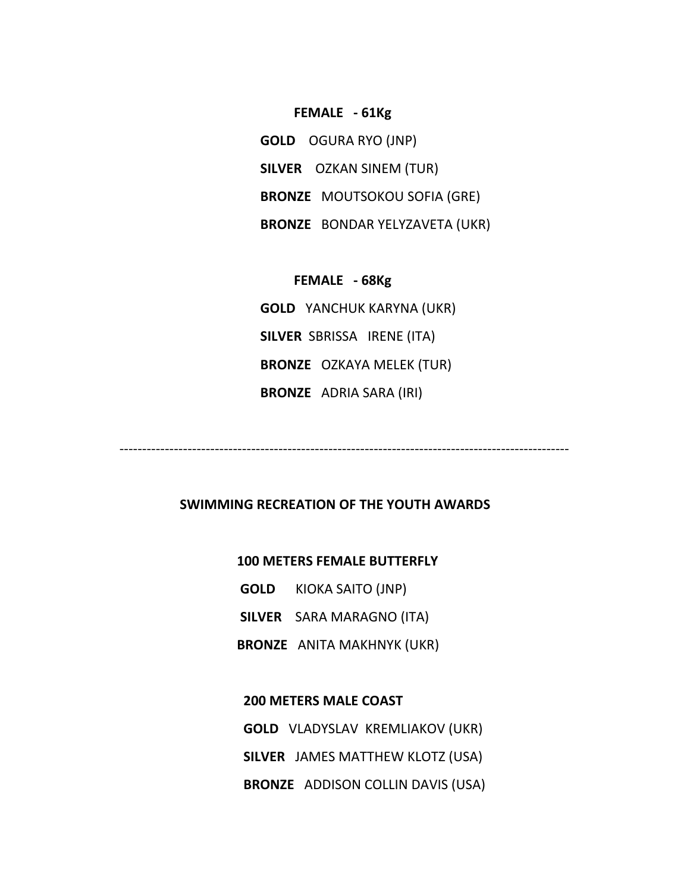**FEMALE - 61Kg**

**GOLD** OGURA RYO (JNP)

**SILVER** OZKAN SINEM (TUR)

**BRONZE** MOUTSOKOU SOFIA (GRE)

**BRONZE** BONDAR YELYZAVETA (UKR)

**FEMALE - 68Kg**

**GOLD** YANCHUK KARYNA (UKR)

**SILVER** SBRISSA IRENE (ITA)

**BRONZE** OZKAYA MELEK (TUR)

**BRONZE** ADRIA SARA (IRI)

---

## SWIMMING RECREATION OF THE YOUTH AWARDS

**100 METERS FEMALE BUTTERFLY**

**GOLD** KIOKA SAITO (JNP)

**SILVER** SARA MARAGNO (ITA)

**BRONZE** ANITA MAKHNYK (UKR)

**200 METERS MALE COAST**

**GOLD** VLADYSLAV KREMLIAKOV (UKR)

**SILVER** JAMES MATTHEW KLOTZ (USA)

**BRONZE** ADDISON COLLIN DAVIS (USA)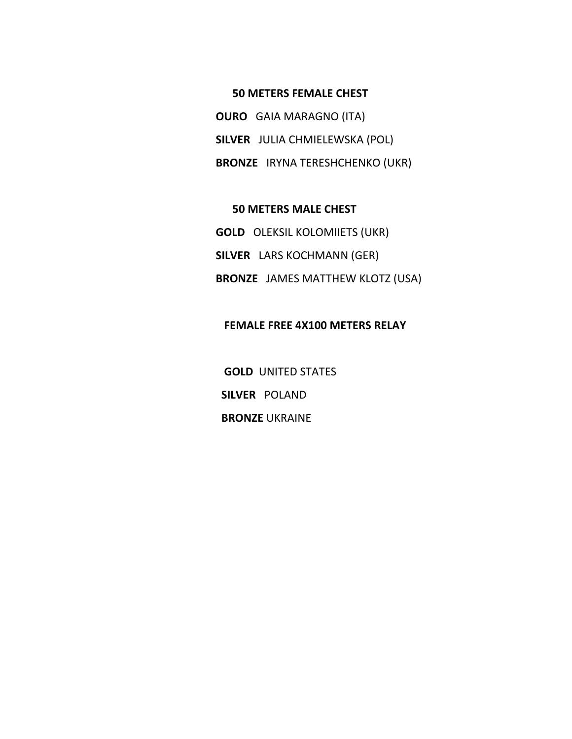**50 METERS FEMALE CHEST**

**OURO** GAIA MARAGNO (ITA)

**SILVER** JULIA CHMIELEWSKA (POL)

**BRONZE** IRYNA TERESHCHENKO (UKR)

**50 METERS MALE CHEST**

**GOLD** OLEKSIL KOLOMIIETS (UKR)

**SILVER** LARS KOCHMANN (GER)

**BRONZE** JAMES MATTHEW KLOTZ (USA)

**FEMALE FREE 4X100 METERS RELAY**

**GOLD** UNITED STATES

**SILVER** POLAND

**BRONZE** UKRAINE